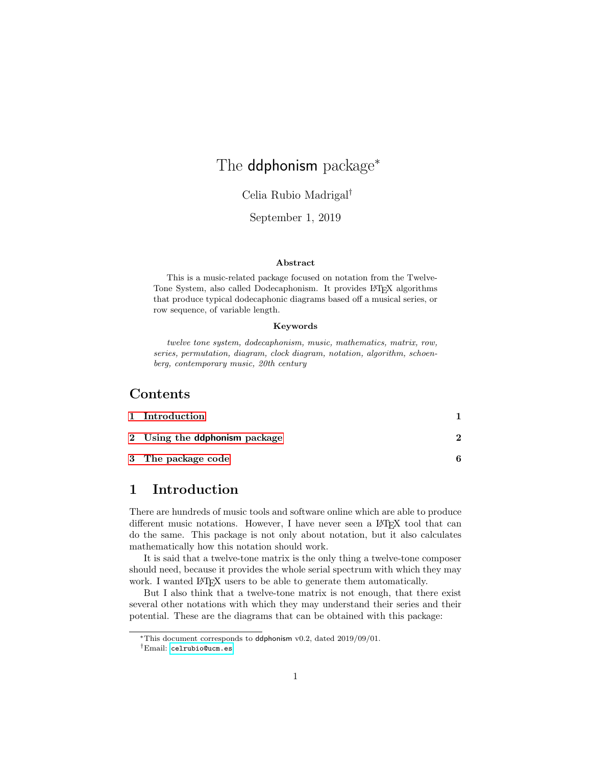# The ddphonism package*

Celia Rubio Madrigal†

September 1, 2019

**Abstract**

This is a music-related package focused on notation from the Twelve-Tone System, also called Dodecaphonism. It provides LaTeX algorithms that produce typical dodecaphonic diagrams based off a musical series, or row sequence, of variable length.

**Keywords**

*twelve tone system, dodecaphonism, music, mathematics, matrix, row, series, permutation, diagram, clock diagram, notation, algorithm, schoenberg, contemporary music, 20th century*

## Contents

1 Introduction — 1

2 Using the ddphonism package — 2

3 The package code — 6

## 1 Introduction

There are hundreds of music tools and software online which are able to produce different music notations. However, I have never seen a LaTeX tool that can do the same. This package is not only about notation, but it also calculates mathematically how this notation should work.

It is said that a twelve-tone matrix is the only thing a twelve-tone composer should need, because it provides the whole serial spectrum with which they may work. I wanted LaTeX users to be able to generate them automatically.

But I also think that a twelve-tone matrix is not enough, that there exist several other notations with which they may understand their series and their potential. These are the diagrams that can be obtained with this package:

---

*This document corresponds to ddphonism v0.2, dated 2019/09/01.

†Email: celrubio@ucm.es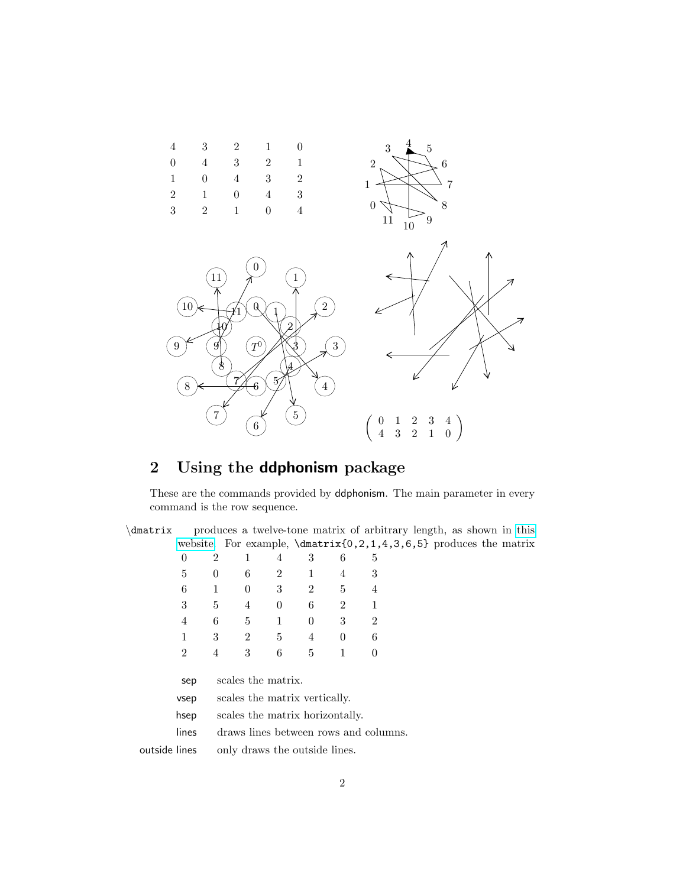| 4 | 3 | 2 | 1 | 0 |
|---|---|---|---|---|
| 0 | 4 | 3 | 2 | 1 |
| 1 | 0 | 4 | 3 | 2 |
| 2 | 1 | 0 | 4 | 3 |
| 3 | 2 | 1 | 0 | 4 |

$$\begin{pmatrix} 0 & 1 & 2 & 3 & 4 \\ 4 & 3 & 2 & 1 & 0 \end{pmatrix}$$

## 2 Using the **ddphonism** package

These are the commands provided by ddphonism. The main parameter in every command is the row sequence.

`\dmatrix` produces a twelve-tone matrix of arbitrary length, as shown in this website. For example, `\dmatrix{0,2,1,4,3,6,5}` produces the matrix

| 0 | 2 | 1 | 4 | 3 | 6 | 5 |
|---|---|---|---|---|---|---|
| 5 | 0 | 6 | 2 | 1 | 4 | 3 |
| 6 | 1 | 0 | 3 | 2 | 5 | 4 |
| 3 | 5 | 4 | 0 | 6 | 2 | 1 |
| 4 | 6 | 5 | 1 | 0 | 3 | 2 |
| 1 | 3 | 2 | 5 | 4 | 0 | 6 |
| 2 | 4 | 3 | 6 | 5 | 1 | 0 |

- sep — scales the matrix.
- vsep — scales the matrix vertically.
- hsep — scales the matrix horizontally.
- lines — draws lines between rows and columns.
- outside lines — only draws the outside lines.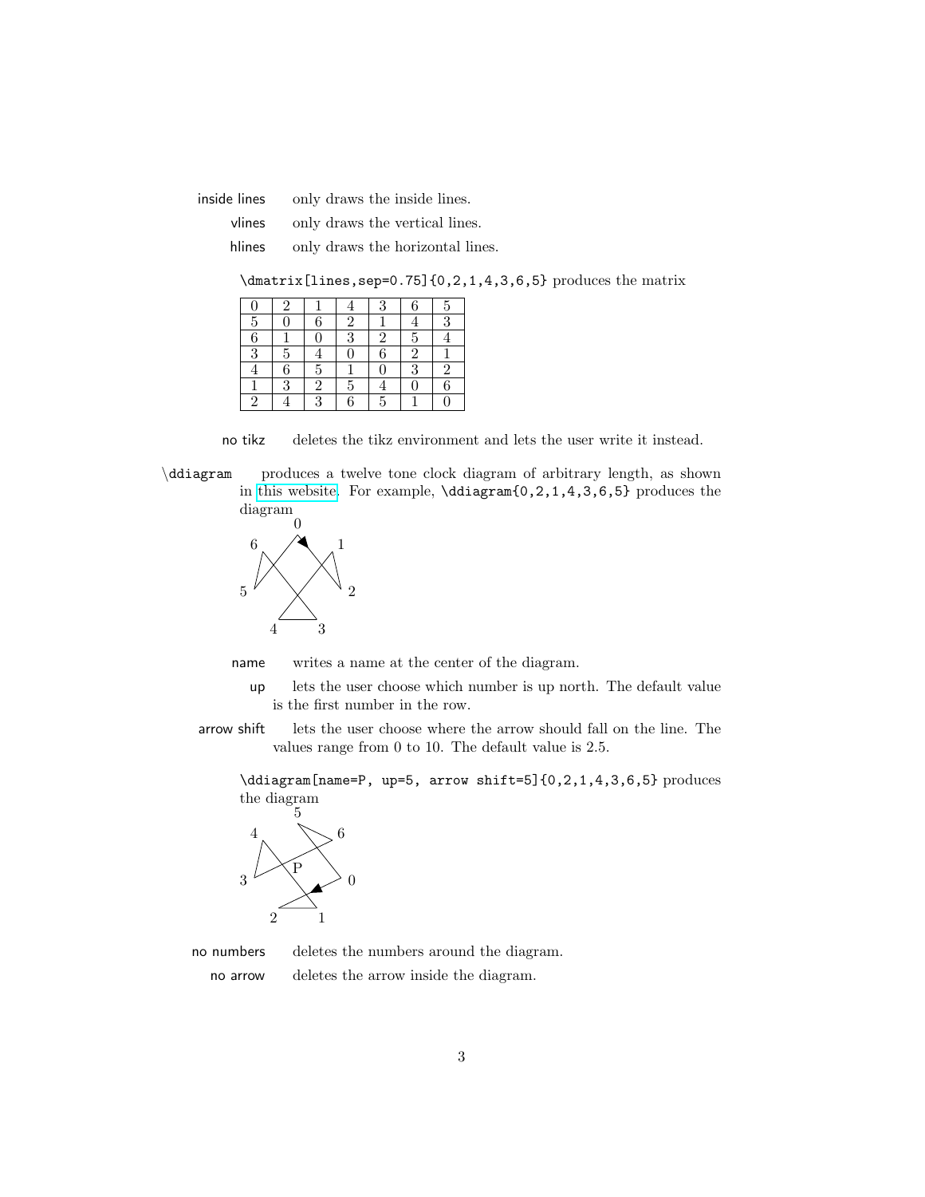**inside lines** only draws the inside lines.

**vlines** only draws the vertical lines.

**hlines** only draws the horizontal lines.

`\dmatrix[lines,sep=0.75]{0,2,1,4,3,6,5}` produces the matrix

| 0 | 2 | 1 | 4 | 3 | 6 | 5 |
|---|---|---|---|---|---|---|
| 5 | 0 | 6 | 2 | 1 | 4 | 3 |
| 6 | 1 | 0 | 3 | 2 | 5 | 4 |
| 3 | 5 | 4 | 0 | 6 | 2 | 1 |
| 4 | 6 | 5 | 1 | 0 | 3 | 2 |
| 1 | 3 | 2 | 5 | 4 | 0 | 6 |
| 2 | 4 | 3 | 6 | 5 | 1 | 0 |

**no tikz** deletes the tikz environment and lets the user write it instead.

`\ddiagram` produces a twelve tone clock diagram of arbitrary length, as shown in this website. For example, `\ddiagram{0,2,1,4,3,6,5}` produces the diagram

**name** writes a name at the center of the diagram.

**up** lets the user choose which number is up north. The default value is the first number in the row.

**arrow shift** lets the user choose where the arrow should fall on the line. The values range from 0 to 10. The default value is 2.5.

`\ddiagram[name=P, up=5, arrow shift=5]{0,2,1,4,3,6,5}` produces the diagram

**no numbers** deletes the numbers around the diagram.

**no arrow** deletes the arrow inside the diagram.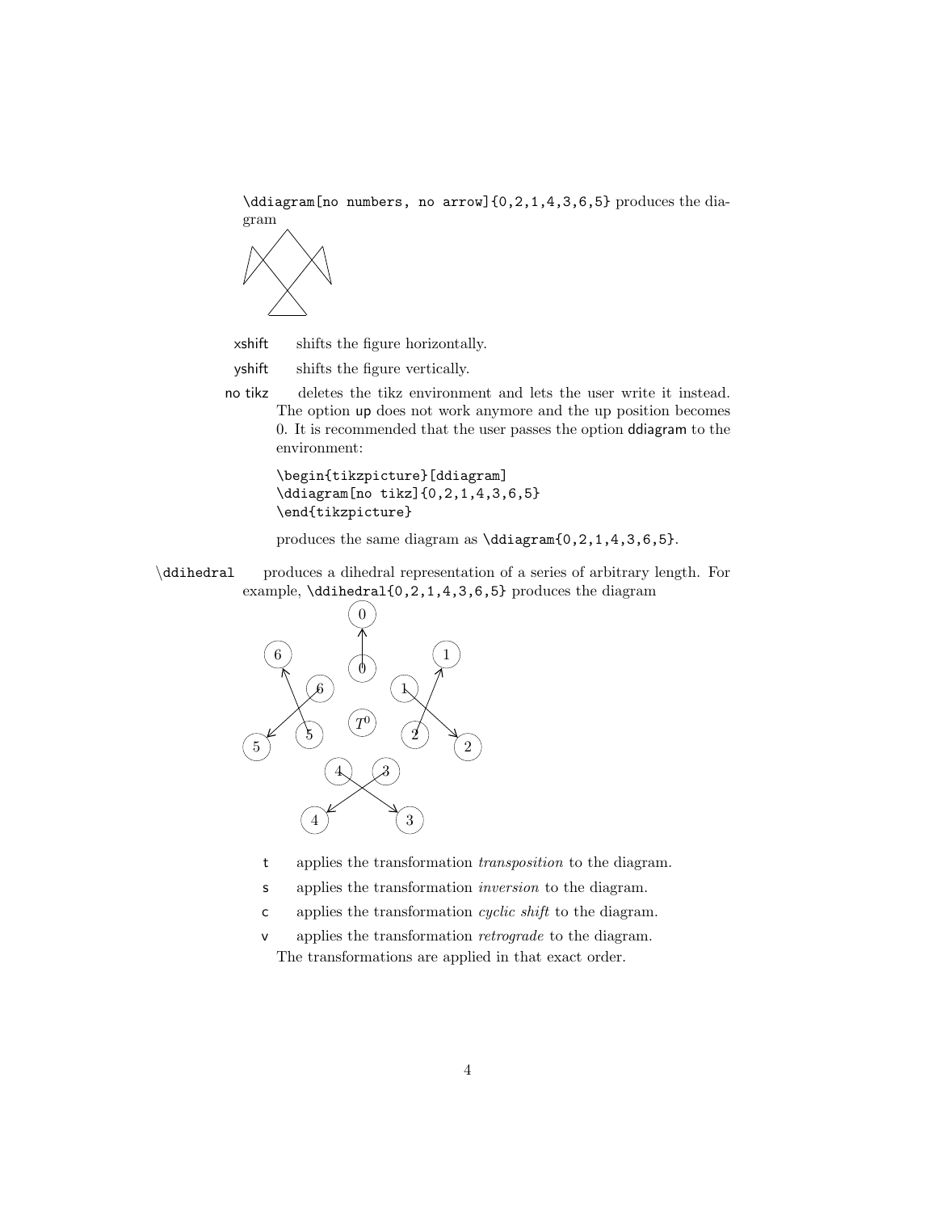`\ddiagram[no numbers, no arrow]{0,2,1,4,3,6,5}` produces the diagram

xshift shifts the figure horizontally.

yshift shifts the figure vertically.

no tikz deletes the tikz environment and lets the user write it instead. The option up does not work anymore and the up position becomes 0. It is recommended that the user passes the option ddiagram to the environment:

```
\begin{tikzpicture}[ddiagram]
\ddiagram[no tikz]{0,2,1,4,3,6,5}
\end{tikzpicture}
```

produces the same diagram as `\ddiagram{0,2,1,4,3,6,5}`.

`\ddihedral` produces a dihedral representation of a series of arbitrary length. For example, `\ddihedral{0,2,1,4,3,6,5}` produces the diagram

t applies the transformation *transposition* to the diagram.

s applies the transformation *inversion* to the diagram.

c applies the transformation *cyclic shift* to the diagram.

v applies the transformation *retrograde* to the diagram.

The transformations are applied in that exact order.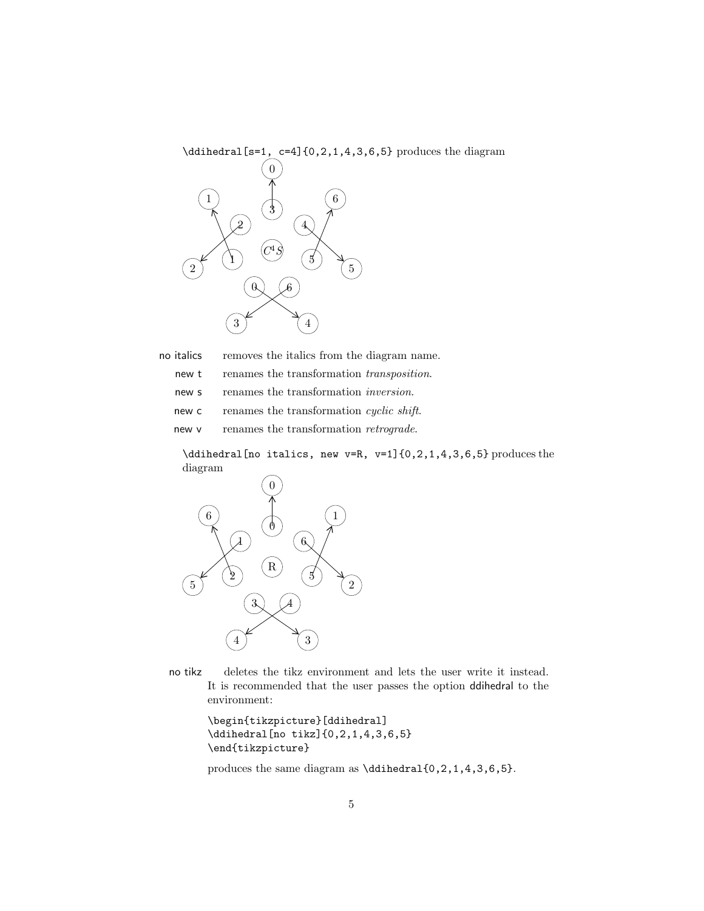`\ddihedral[s=1, c=4]{0,2,1,4,3,6,5}` produces the diagram

no italics removes the italics from the diagram name.

new t renames the transformation *transposition*.

new s renames the transformation *inversion*.

new c renames the transformation *cyclic shift*.

new v renames the transformation *retrograde*.

`\ddihedral[no italics, new v=R, v=1]{0,2,1,4,3,6,5}` produces the diagram

no tikz deletes the tikz environment and lets the user write it instead. It is recommended that the user passes the option ddihedral to the environment:

```
\begin{tikzpicture}[ddihedral]
\ddihedral[no tikz]{0,2,1,4,3,6,5}
\end{tikzpicture}
```

produces the same diagram as `\ddihedral{0,2,1,4,3,6,5}`.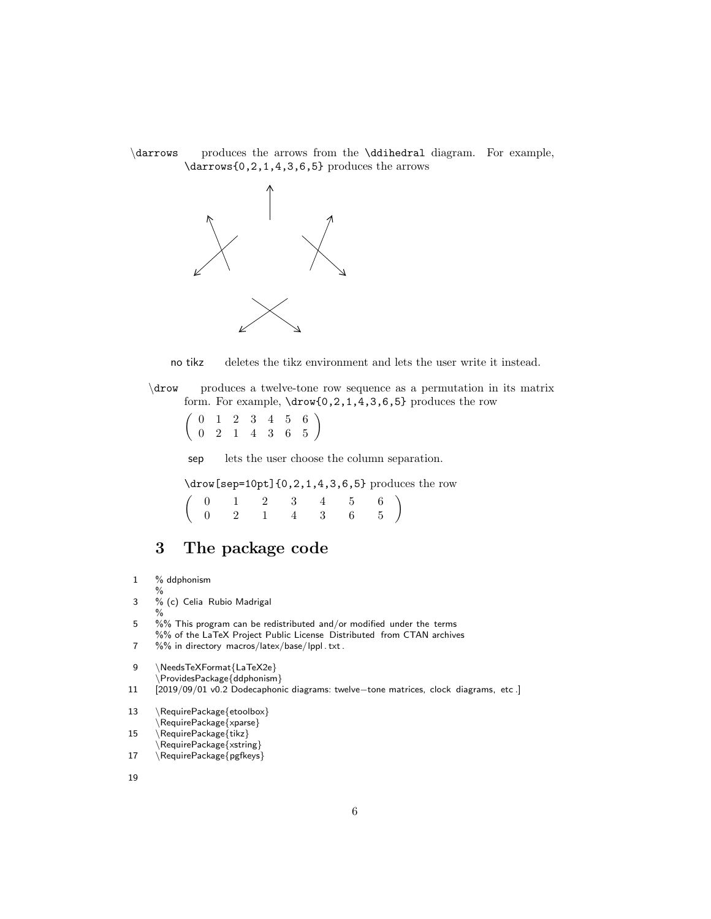\darrows produces the arrows from the \ddihedral diagram. For example, \darrows{0,2,1,4,3,6,5} produces the arrows

no tikz deletes the tikz environment and lets the user write it instead.

\drow produces a twelve-tone row sequence as a permutation in its matrix form. For example, \drow{0,2,1,4,3,6,5} produces the row

$$\begin{pmatrix} 0 & 1 & 2 & 3 & 4 & 5 & 6 \\ 0 & 2 & 1 & 4 & 3 & 6 & 5 \end{pmatrix}$$

sep lets the user choose the column separation.

\drow[sep=10pt]{0,2,1,4,3,6,5} produces the row

$$\begin{pmatrix} 0 & \quad 1 & \quad 2 & \quad 3 & \quad 4 & \quad 5 & \quad 6 \\ 0 & \quad 2 & \quad 1 & \quad 4 & \quad 3 & \quad 6 & \quad 5 \end{pmatrix}$$

## 3 The package code

```
1   % ddphonism
    %
3   % (c) Celia Rubio Madrigal
    %
5   %% This program can be redistributed and/or modified under the terms
    %% of the LaTeX Project Public License Distributed from CTAN archives
7   %% in directory macros/latex/base/lppl.txt.

9   \NeedsTeXFormat{LaTeX2e}
    \ProvidesPackage{ddphonism}
11  [2019/09/01 v0.2 Dodecaphonic diagrams: twelve-tone matrices, clock diagrams, etc.]

13  \RequirePackage{etoolbox}
    \RequirePackage{xparse}
15  \RequirePackage{tikz}
    \RequirePackage{xstring}
17  \RequirePackage{pgfkeys}

19
```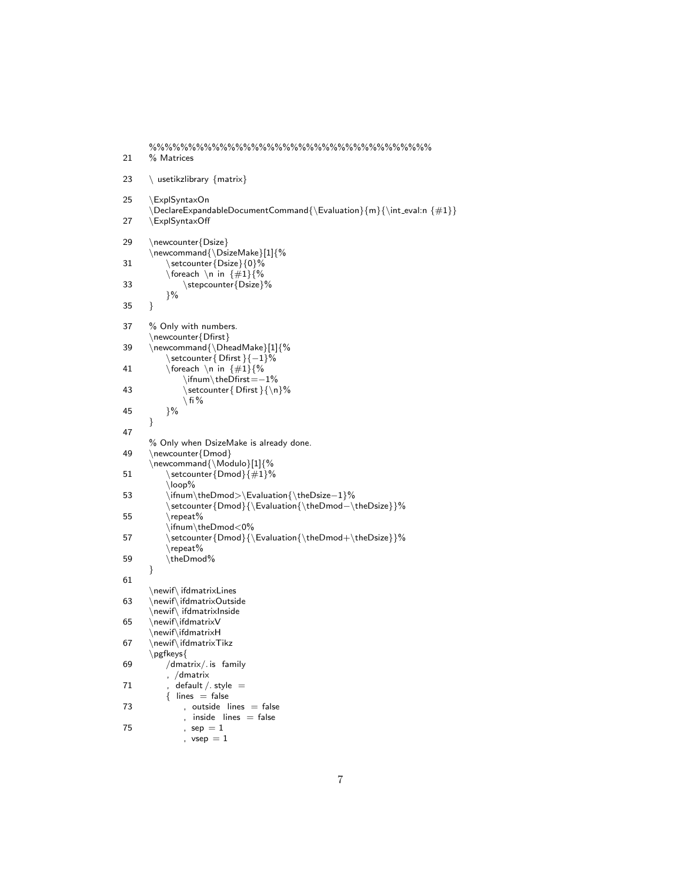```
%%%%%%%%%%%%%%%%%%%%%%%%%%%%%%%%%%%
21  % Matrices

23  \ usetikzlibrary {matrix}

25  \ExplSyntaxOn
    \DeclareExpandableDocumentCommand{\Evaluation}{m}{\int_eval:n {#1}}
27  \ExplSyntaxOff

29  \newcounter{Dsize}
    \newcommand{\DsizeMake}[1]{%
31      \setcounter{Dsize}{0}%
        \foreach \n in {#1}{%
33          \stepcounter{Dsize}%
        }%
35  }

37  % Only with numbers.
    \newcounter{Dfirst}
39  \newcommand{\DheadMake}[1]{%
        \setcounter{ Dfirst }{−1}%
41      \foreach \n in {#1}{%
            \ifnum\theDfirst=−1%
43          \setcounter{ Dfirst }{\n}%
            \ fi %
45      }%
    }
47
    % Only when DsizeMake is already done.
49  \newcounter{Dmod}
    \newcommand{\Modulo}[1]{%
51      \setcounter{Dmod}{#1}%
        \loop%
53      \ifnum\theDmod>\Evaluation{\theDsize−1}%
        \setcounter{Dmod}{\Evaluation{\theDmod−\theDsize}}%
55      \repeat%
        \ifnum\theDmod<0%
57      \setcounter{Dmod}{\Evaluation{\theDmod+\theDsize}}%
        \repeat%
59      \theDmod%
    }
61
    \newif\ ifdmatrixLines
63  \newif\ifdmatrixOutside
    \newif\ ifdmatrixInside
65  \newif\ifdmatrixV
    \newif\ifdmatrixH
67  \newif\ifdmatrixTikz
    \pgfkeys{
69      /dmatrix/. is family
        , /dmatrix
71      , default /. style =
        { lines = false
73          , outside lines = false
            , inside lines = false
75          , sep = 1
            , vsep = 1
```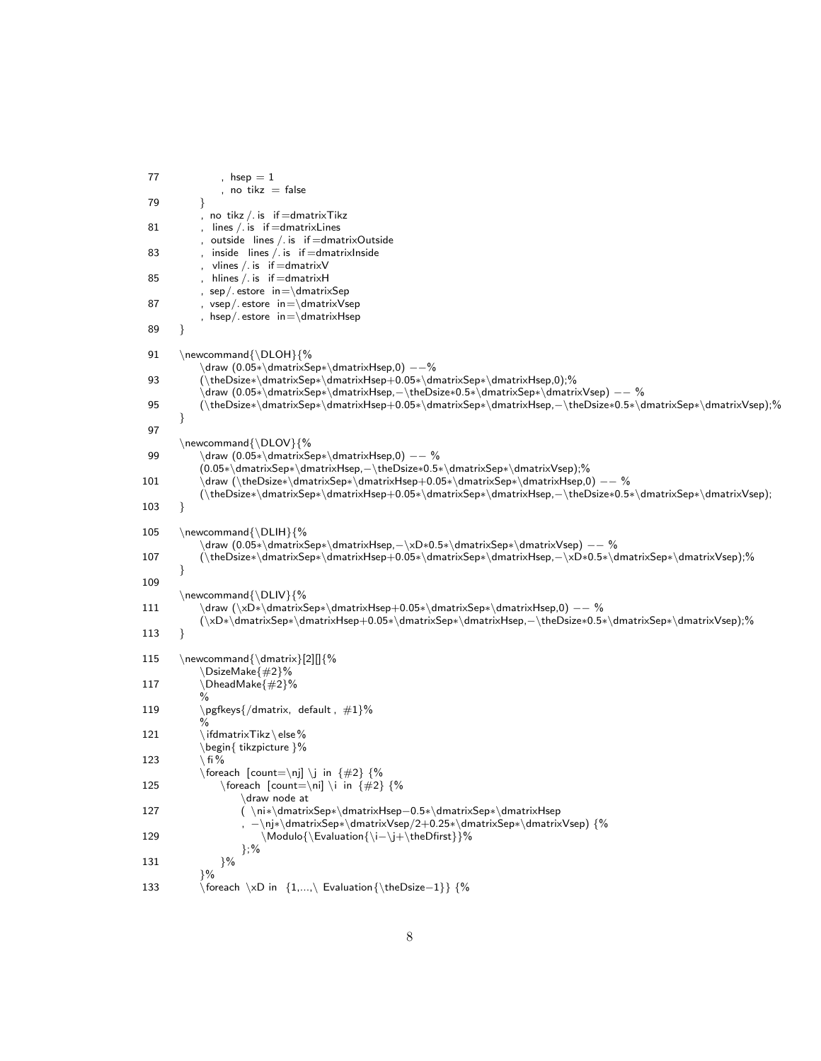```
77              , hsep = 1
                , no tikz = false
79          }
            , no tikz/.is if=dmatrixTikz
81          , lines/.is if=dmatrixLines
            , outside lines/.is if=dmatrixOutside
83          , inside lines/.is if=dmatrixInside
            , vlines/.is if=dmatrixV
85          , hlines/.is if=dmatrixH
            , sep/.estore in=\dmatrixSep
87          , vsep/.estore in=\dmatrixVsep
            , hsep/.estore in=\dmatrixHsep
89      }

91      \newcommand{\DLOH}{%
            \draw (0.05*\dmatrixSep*\dmatrixHsep,0) --%
93          (\theDsize*\dmatrixSep*\dmatrixHsep+0.05*\dmatrixSep*\dmatrixHsep,0);%
            \draw (0.05*\dmatrixSep*\dmatrixHsep,-\theDsize*0.5*\dmatrixSep*\dmatrixVsep) -- %
95          (\theDsize*\dmatrixSep*\dmatrixHsep+0.05*\dmatrixSep*\dmatrixHsep,-\theDsize*0.5*\dmatrixSep*\dmatrixVsep);%
        }
97
        \newcommand{\DLOV}{%
99          \draw (0.05*\dmatrixSep*\dmatrixHsep,0) -- %
            (0.05*\dmatrixSep*\dmatrixHsep,-\theDsize*0.5*\dmatrixSep*\dmatrixVsep);%
101         \draw (\theDsize*\dmatrixSep*\dmatrixHsep+0.05*\dmatrixSep*\dmatrixHsep,0) -- %
            (\theDsize*\dmatrixSep*\dmatrixHsep+0.05*\dmatrixSep*\dmatrixHsep,-\theDsize*0.5*\dmatrixSep*\dmatrixVsep);
103     }

105     \newcommand{\DLIH}{%
            \draw (0.05*\dmatrixSep*\dmatrixHsep,-\xD*0.5*\dmatrixSep*\dmatrixVsep) -- %
107         (\theDsize*\dmatrixSep*\dmatrixHsep+0.05*\dmatrixSep*\dmatrixHsep,-\xD*0.5*\dmatrixSep*\dmatrixVsep);%
        }
109
        \newcommand{\DLIV}{%
111         \draw (\xD*\dmatrixSep*\dmatrixHsep+0.05*\dmatrixSep*\dmatrixHsep,0) -- %
            (\xD*\dmatrixSep*\dmatrixHsep+0.05*\dmatrixSep*\dmatrixHsep,-\theDsize*0.5*\dmatrixSep*\dmatrixVsep);%
113     }

115     \newcommand{\dmatrix}[2][]{%
            \DsizeMake{#2}%
117         \DheadMake{#2}%
            %
119         \pgfkeys{/dmatrix, default, #1}%
            %
121         \ifdmatrixTikz\else%
            \begin{tikzpicture}%
123         \fi%
            \foreach [count=\nj] \j in {#2} {%
125             \foreach [count=\ni] \i in {#2} {%
                    \draw node at
127                 ( \ni*\dmatrixSep*\dmatrixHsep-0.5*\dmatrixSep*\dmatrixHsep
                    , -\nj*\dmatrixSep*\dmatrixVsep/2+0.25*\dmatrixSep*\dmatrixVsep) {%
129                     \Modulo{\Evaluation{\i-\j+\theDfirst}}%
                    };%
131             }%
            }%
133         \foreach \xD in {1,...,\Evaluation{\theDsize-1}} {%
```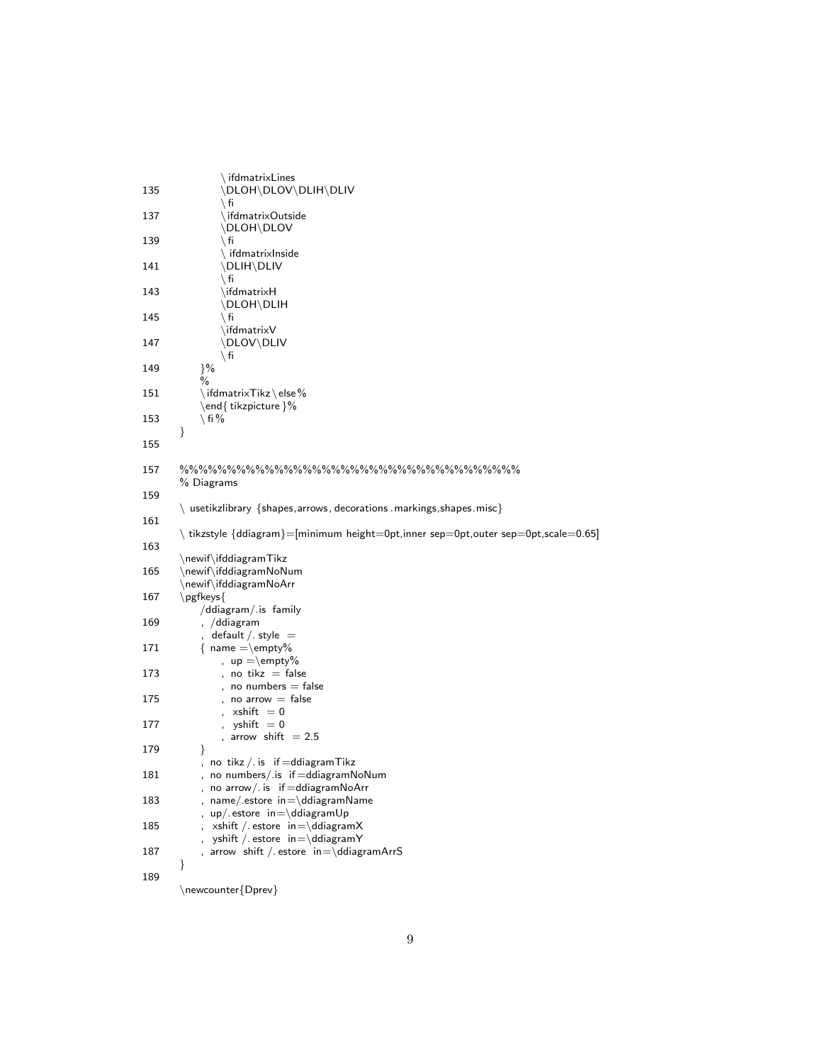```
            \ifdmatrixLines
135         \DLOH\DLOV\DLIH\DLIV
            \fi
137         \ifdmatrixOutside
            \DLOH\DLOV
139         \fi
            \ifdmatrixInside
141         \DLIH\DLIV
            \fi
143         \ifdmatrixH
            \DLOH\DLIH
145         \fi
            \ifdmatrixV
147         \DLOV\DLIV
            \fi
149     }%
        %
151     \ifdmatrixTikz\else%
        \end{tikzpicture}%
153     \fi%
    }
155

157 %%%%%%%%%%%%%%%%%%%%%%%%%%%%%%%%%%%
    % Diagrams
159
    \usetikzlibrary{shapes,arrows,decorations.markings,shapes.misc}
161
    \tikzstyle{ddiagram}=[minimum height=0pt,inner sep=0pt,outer sep=0pt,scale=0.65]
163
    \newif\ifddiagramTikz
165 \newif\ifddiagramNoNum
    \newif\ifddiagramNoArr
167 \pgfkeys{
        /ddiagram/.is family
169     , /ddiagram
        , default/.style =
171     { name =\empty%
            , up =\empty%
173         , no tikz = false
            , no numbers = false
175         , no arrow = false
            , xshift = 0
177         , yshift = 0
            , arrow shift = 2.5
179     }
        , no tikz/.is if=ddiagramTikz
181     , no numbers/.is if=ddiagramNoNum
        , no arrow/.is if=ddiagramNoArr
183     , name/.estore in=\ddiagramName
        , up/.estore in=\ddiagramUp
185     , xshift/.estore in=\ddiagramX
        , yshift/.estore in=\ddiagramY
187     , arrow shift/.estore in=\ddiagramArrS
    }
189
    \newcounter{Dprev}
```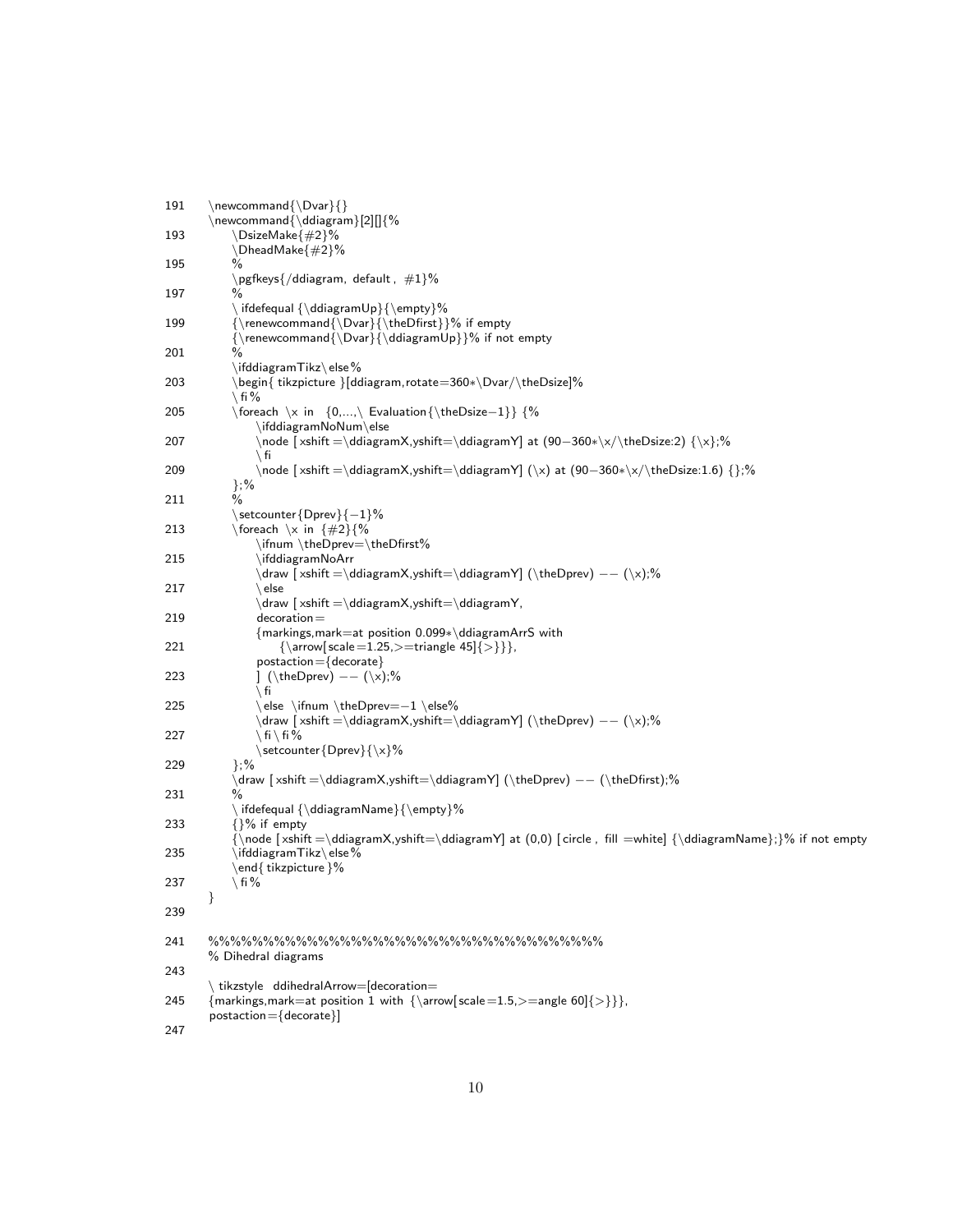```
191     \newcommand{\Dvar}{}
        \newcommand{\ddiagram}[2][]{%
193         \DsizeMake{#2}%
            \DheadMake{#2}%
195         %
            \pgfkeys{/ddiagram, default, #1}%
197         %
            \ifdefequal{\ddiagramUp}{\empty}%
199         {\renewcommand{\Dvar}{\theDfirst}}% if empty
            {\renewcommand{\Dvar}{\ddiagramUp}}% if not empty
201         %
            \ifddiagramTikz\else%
203         \begin{tikzpicture}[ddiagram,rotate=360*\Dvar/\theDsize]%
            \fi%
205         \foreach \x in {0,...,\Evaluation{\theDsize-1}} {%
                \ifddiagramNoNum\else
207             \node [xshift=\ddiagramX,yshift=\ddiagramY] at (90-360*\x/\theDsize:2) {\x};%
                \fi
209             \node [xshift=\ddiagramX,yshift=\ddiagramY] (\x) at (90-360*\x/\theDsize:1.6) {};%
            };%
211         %
            \setcounter{Dprev}{-1}%
213         \foreach \x in {#2}{%
                \ifnum \theDprev=\theDfirst%
215             \ifddiagramNoArr
                \draw [xshift=\ddiagramX,yshift=\ddiagramY] (\theDprev) -- (\x);%
217             \else
                \draw [xshift=\ddiagramX,yshift=\ddiagramY,
219             decoration=
                {markings,mark=at position 0.099*\ddiagramArrS with
221                 {\arrow[scale=1.25,>=triangle 45]{>}}},
                postaction={decorate}
223             ] (\theDprev) -- (\x);%
                \fi
225             \else \ifnum \theDprev=-1 \else%
                \draw [xshift=\ddiagramX,yshift=\ddiagramY] (\theDprev) -- (\x);%
227             \fi\fi%
                \setcounter{Dprev}{\x}%
229         };%
            \draw [xshift=\ddiagramX,yshift=\ddiagramY] (\theDprev) -- (\theDfirst);%
231         %
            \ifdefequal{\ddiagramName}{\empty}%
233         {}% if empty
            {\node [xshift=\ddiagramX,yshift=\ddiagramY] at (0,0) [circle, fill=white] {\ddiagramName};}% if not empty
235         \ifddiagramTikz\else%
            \end{tikzpicture}%
237         \fi%
        }
239

241     %%%%%%%%%%%%%%%%%%%%%%%%%%%%%%%%%%%%
        % Dihedral diagrams
243
        \tikzstyle ddihedralArrow=[decoration=
245     {markings,mark=at position 1 with {\arrow[scale=1.5,>=angle 60]{>}}},
        postaction={decorate}]
247
```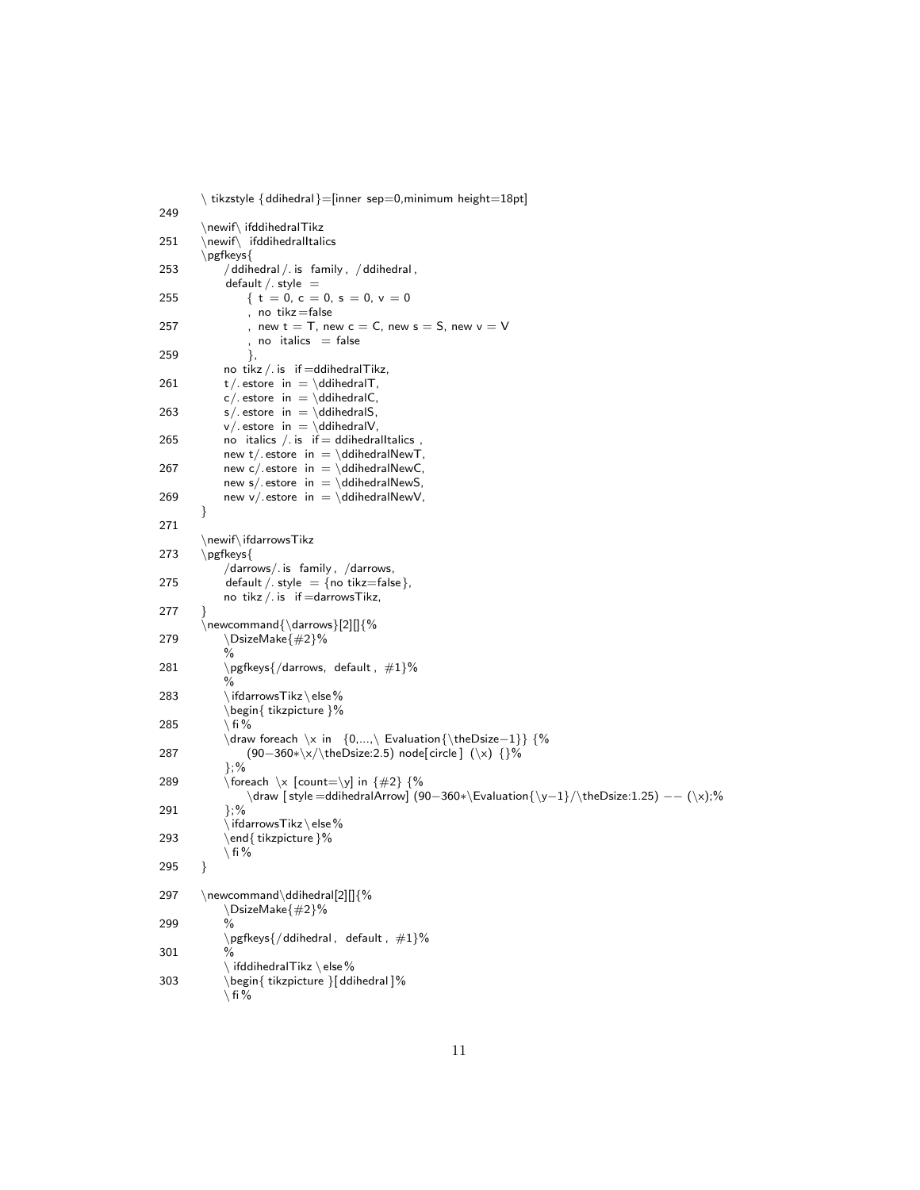```
\tikzstyle{ddihedral}=[inner sep=0,minimum height=18pt]
249
\newif\ifddihedralTikz
251 \newif\ifddihedralItalics
\pgfkeys{
253     /ddihedral/.is family, /ddihedral,
        default/.style =
255         { t = 0, c = 0, s = 0, v = 0
            , no tikz=false
257         , new t = T, new c = C, new s = S, new v = V
            , no italics = false
259         },
        no tikz/.is if=ddihedralTikz,
261     t/.estore in = \ddihedralT,
        c/.estore in = \ddihedralC,
263     s/.estore in = \ddihedralS,
        v/.estore in = \ddihedralV,
265     no italics /.is if= ddihedralItalics ,
        new t/.estore in = \ddihedralNewT,
267     new c/.estore in = \ddihedralNewC,
        new s/.estore in = \ddihedralNewS,
269     new v/.estore in = \ddihedralNewV,
}
271
\newif\ifdarrowsTikz
273 \pgfkeys{
        /darrows/.is family, /darrows,
275     default/.style = {no tikz=false},
        no tikz/.is if=darrowsTikz,
277 }
\newcommand{\darrows}[2][]{%
279     \DsizeMake{#2}%
        %
281     \pgfkeys{/darrows, default, #1}%
        %
283     \ifdarrowsTikz\else%
        \begin{tikzpicture}%
285     \fi%
        \draw foreach \x in {0,...,\Evaluation{\theDsize-1}} {%
287         (90-360*\x/\theDsize:2.5) node[circle] (\x) {}%
        };%
289     \foreach \x [count=\y] in {#2} {%
            \draw [style=ddihedralArrow] (90-360*\Evaluation{\y-1}/\theDsize:1.25) -- (\x);%
291     };%
        \ifdarrowsTikz\else%
293     \end{tikzpicture}%
        \fi%
295 }

297 \newcommand\ddihedral[2][]{%
        \DsizeMake{#2}%
299     %
        \pgfkeys{/ddihedral, default, #1}%
301     %
        \ifddihedralTikz\else%
303     \begin{tikzpicture}[ddihedral]%
        \fi%
```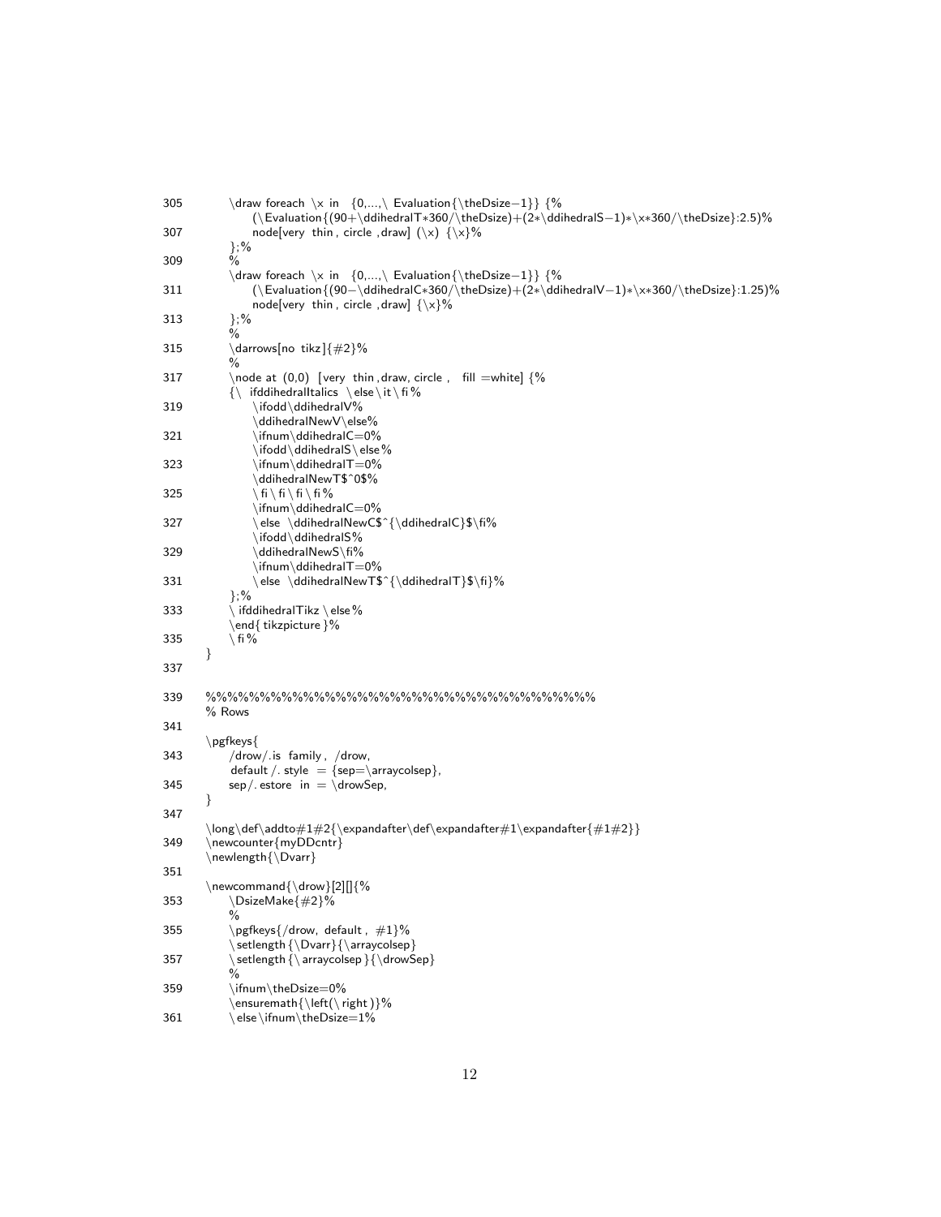```
305        \draw foreach \x in  {0,...,\ Evaluation{\theDsize−1}} {%
                (\Evaluation{(90+\ddihedralT*360/\theDsize)+(2*\ddihedralS−1)*\x*360/\theDsize}:2.5)%
307             node[very thin, circle ,draw] (\x) {\x}%
           };%
309        %
           \draw foreach \x in  {0,...,\ Evaluation{\theDsize−1}} {%
311             (\Evaluation{(90−\ddihedralC*360/\theDsize)+(2*\ddihedralV−1)*\x*360/\theDsize}:1.25)%
                node[very thin, circle ,draw] {\x}%
313        };%
           %
315        \darrows[no tikz]{#2}%
           %
317        \node at (0,0) [very thin,draw, circle ,  fill =white] {%
           {\ ifddihedralItalics \else\it\fi%
319             \ifodd\ddihedralV%
                \ddihedralNewV\else%
321             \ifnum\ddihedralC=0%
                \ifodd\ddihedralS\else%
323             \ifnum\ddihedralT=0%
                \ddihedralNewT$^0$%
325             \fi\fi\fi\fi%
                \ifnum\ddihedralC=0%
327             \else \ddihedralNewC$^{\ddihedralC}$\fi%
                \ifodd\ddihedralS%
329             \ddihedralNewS\fi%
                \ifnum\ddihedralT=0%
331             \else \ddihedralNewT$^{\ddihedralT}$\fi}%
           };%
333        \ ifddihedralTikz \else%
           \end{ tikzpicture }%
335        \fi%
       }
337

339    %%%%%%%%%%%%%%%%%%%%%%%%%%%%%%%%%%%%
       % Rows
341
       \pgfkeys{
343        /drow/.is family , /drow,
           default /. style = {sep=\arraycolsep},
345        sep/. estore in = \drowSep,
       }
347
       \long\def\addto#1#2{\expandafter\def\expandafter#1\expandafter{#1#2}}
349    \newcounter{myDDcntr}
       \newlength{\Dvarr}
351
       \newcommand{\drow}[2][]{%
353        \DsizeMake{#2}%
           %
355        \pgfkeys{/drow, default , #1}%
           \setlength{\Dvarr}{\arraycolsep}
357        \setlength{\arraycolsep}{\drowSep}
           %
359        \ifnum\theDsize=0%
           \ensuremath{\left(\right)}%
361        \else\ifnum\theDsize=1%
```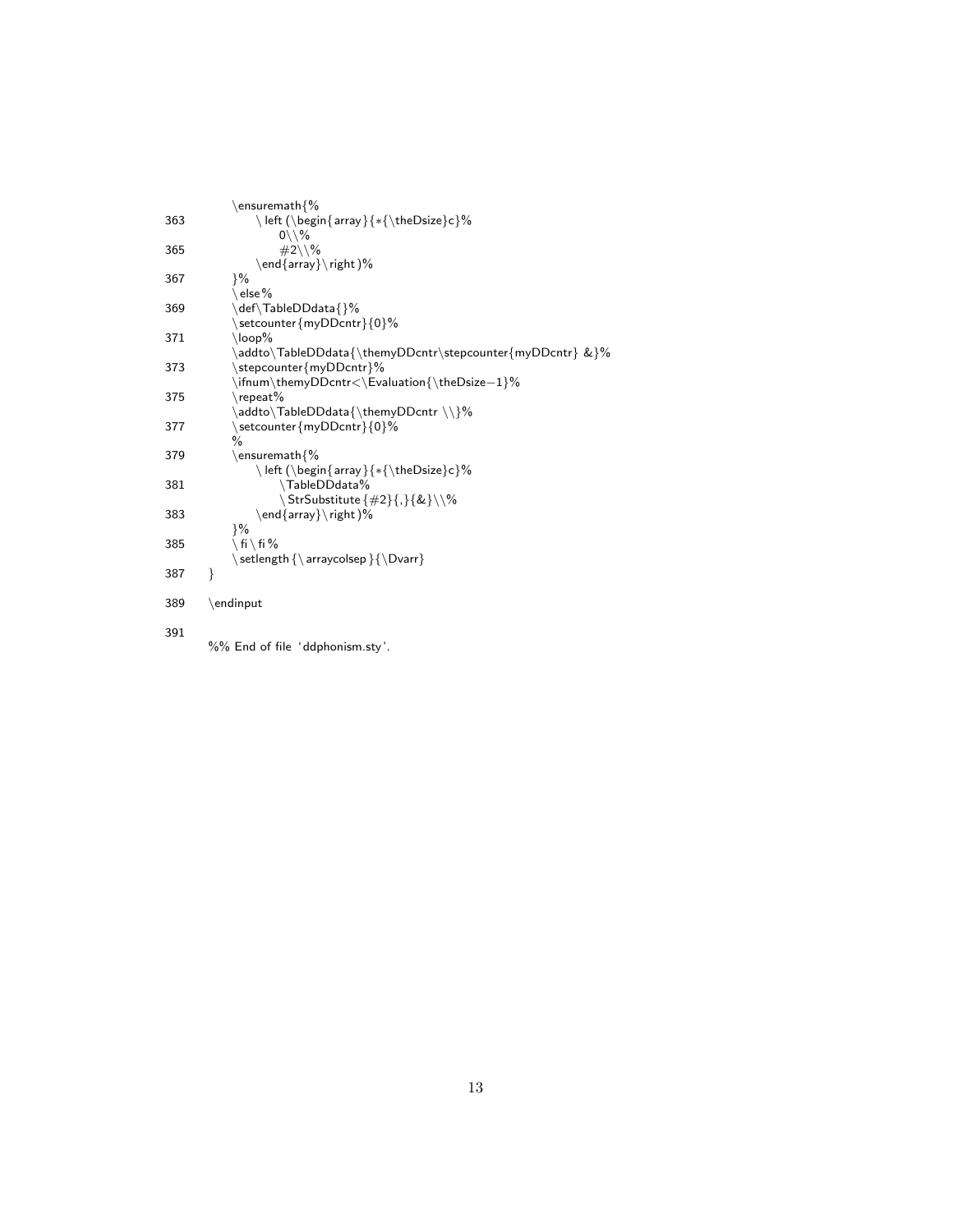```
        \ensuremath{%
363         \left(\begin{array}{*{\theDsize}c}%
                0\\%
365             #2\\%
            \end{array}\right)%
367     }%
        \else%
369     \def\TableDDdata{}%
        \setcounter{myDDcntr}{0}%
371     \loop%
        \addto\TableDDdata{\themyDDcntr\stepcounter{myDDcntr} &}%
373     \stepcounter{myDDcntr}%
        \ifnum\themyDDcntr<\Evaluation{\theDsize-1}%
375     \repeat%
        \addto\TableDDdata{\themyDDcntr \\}%
377     \setcounter{myDDcntr}{0}%
        %
379     \ensuremath{%
            \left(\begin{array}{*{\theDsize}c}%
381             \TableDDdata%
                \StrSubstitute{#2}{,}{&}\\%
383         \end{array}\right)%
        }%
385     \fi\fi%
        \setlength{\arraycolsep}{\Dvarr}
387 }

389 \endinput

391
%% End of file `ddphonism.sty'.
```